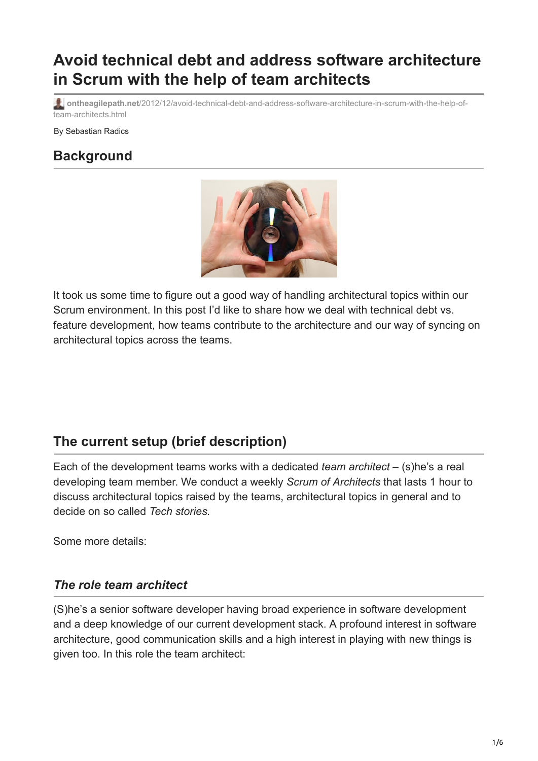# Avoid technical debt and address software architecture in Scrum with the help of team architects

ontheagilepath.net/2012/12/avoid-technical-debt-and-address-software-architecture-in-scrum-with-the-help-of-team-architects.html

By Sebastian Radics

## Background

It took us some time to figure out a good way of handling architectural topics within our Scrum environment. In this post I'd like to share how we deal with technical debt vs. feature development, how teams contribute to the architecture and our way of syncing on architectural topics across the teams.

## The current setup (brief description)

Each of the development teams works with a dedicated *team architect* – (s)he's a real developing team member. We conduct a weekly *Scrum of Architects* that lasts 1 hour to discuss architectural topics raised by the teams, architectural topics in general and to decide on so called *Tech stories*.

Some more details:

### *The role team architect*

(S)he's a senior software developer having broad experience in software development and a deep knowledge of our current development stack. A profound interest in software architecture, good communication skills and a high interest in playing with new things is given too. In this role the team architect: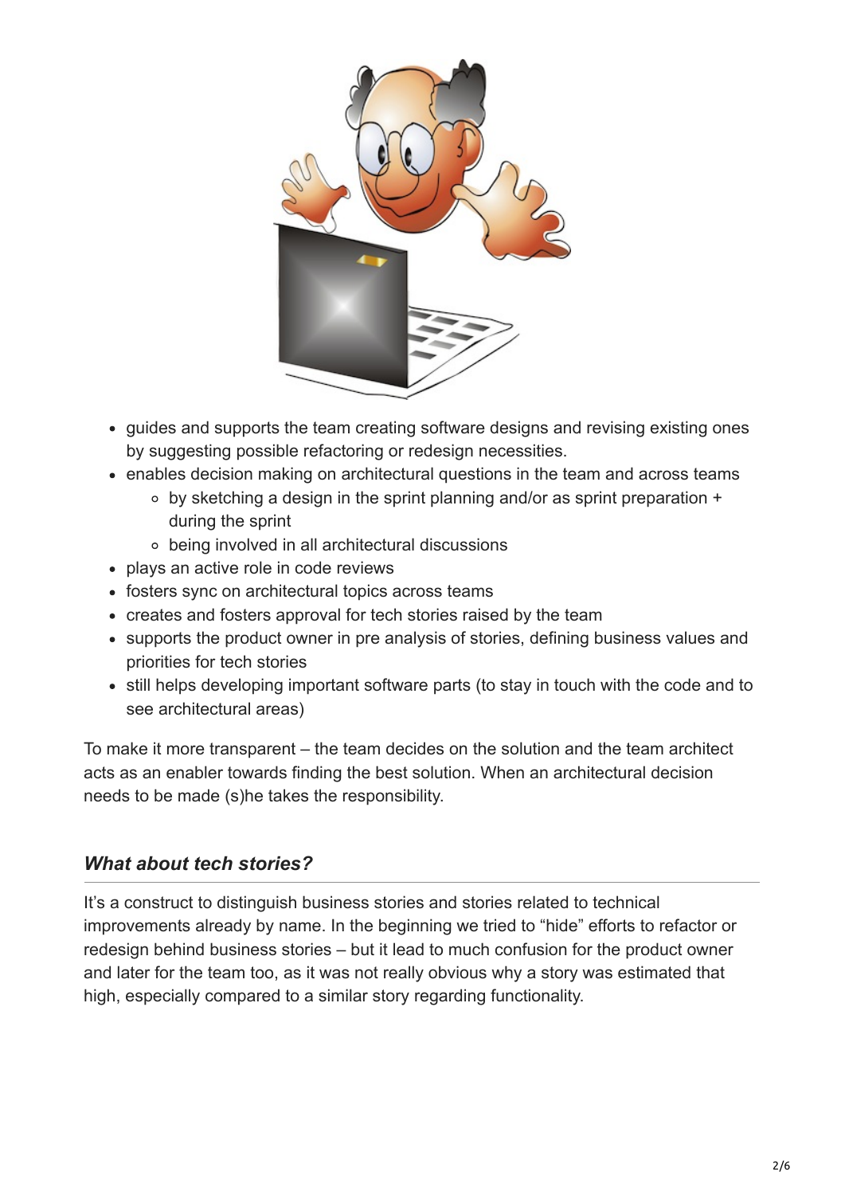- guides and supports the team creating software designs and revising existing ones by suggesting possible refactoring or redesign necessities.
- enables decision making on architectural questions in the team and across teams
  - by sketching a design in the sprint planning and/or as sprint preparation + during the sprint
  - being involved in all architectural discussions
- plays an active role in code reviews
- fosters sync on architectural topics across teams
- creates and fosters approval for tech stories raised by the team
- supports the product owner in pre analysis of stories, defining business values and priorities for tech stories
- still helps developing important software parts (to stay in touch with the code and to see architectural areas)

To make it more transparent – the team decides on the solution and the team architect acts as an enabler towards finding the best solution. When an architectural decision needs to be made (s)he takes the responsibility.

## *What about tech stories?*

It's a construct to distinguish business stories and stories related to technical improvements already by name. In the beginning we tried to "hide" efforts to refactor or redesign behind business stories – but it lead to much confusion for the product owner and later for the team too, as it was not really obvious why a story was estimated that high, especially compared to a similar story regarding functionality.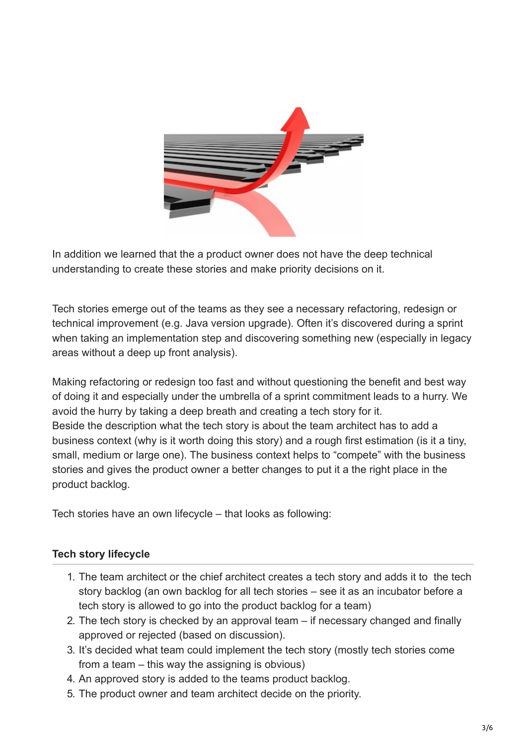In addition we learned that the a product owner does not have the deep technical understanding to create these stories and make priority decisions on it.

Tech stories emerge out of the teams as they see a necessary refactoring, redesign or technical improvement (e.g. Java version upgrade). Often it's discovered during a sprint when taking an implementation step and discovering something new (especially in legacy areas without a deep up front analysis).

Making refactoring or redesign too fast and without questioning the benefit and best way of doing it and especially under the umbrella of a sprint commitment leads to a hurry. We avoid the hurry by taking a deep breath and creating a tech story for it.
Beside the description what the tech story is about the team architect has to add a business context (why is it worth doing this story) and a rough first estimation (is it a tiny, small, medium or large one). The business context helps to "compete" with the business stories and gives the product owner a better changes to put it a the right place in the product backlog.

Tech stories have an own lifecycle – that looks as following:

### Tech story lifecycle

1. The team architect or the chief architect creates a tech story and adds it to the tech story backlog (an own backlog for all tech stories – see it as an incubator before a tech story is allowed to go into the product backlog for a team)
2. The tech story is checked by an approval team – if necessary changed and finally approved or rejected (based on discussion).
3. It's decided what team could implement the tech story (mostly tech stories come from a team – this way the assigning is obvious)
4. An approved story is added to the teams product backlog.
5. The product owner and team architect decide on the priority.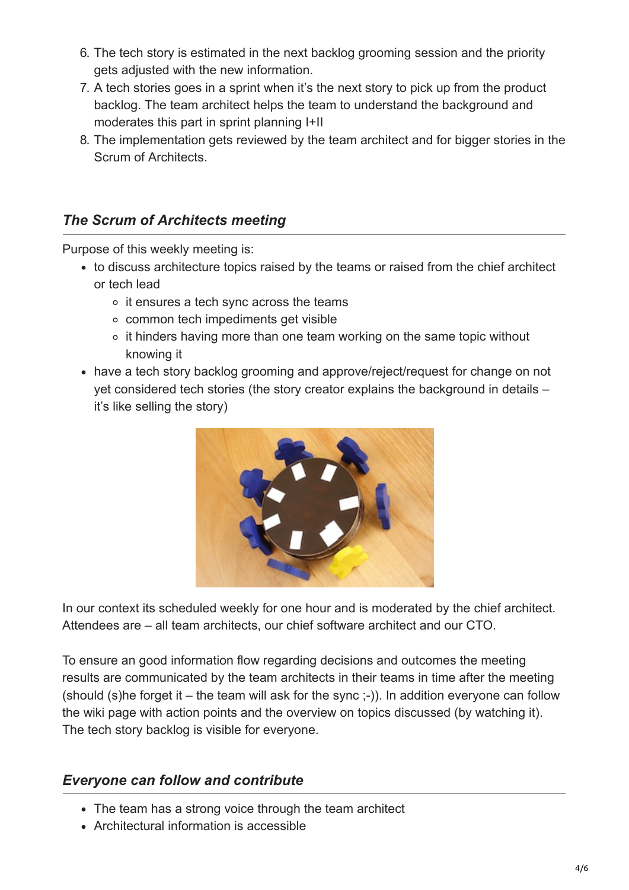6. The tech story is estimated in the next backlog grooming session and the priority gets adjusted with the new information.
7. A tech stories goes in a sprint when it's the next story to pick up from the product backlog. The team architect helps the team to understand the background and moderates this part in sprint planning I+II
8. The implementation gets reviewed by the team architect and for bigger stories in the Scrum of Architects.

### *The Scrum of Architects meeting*

Purpose of this weekly meeting is:

- to discuss architecture topics raised by the teams or raised from the chief architect or tech lead
  - it ensures a tech sync across the teams
  - common tech impediments get visible
  - it hinders having more than one team working on the same topic without knowing it
- have a tech story backlog grooming and approve/reject/request for change on not yet considered tech stories (the story creator explains the background in details – it's like selling the story)

In our context its scheduled weekly for one hour and is moderated by the chief architect. Attendees are – all team architects, our chief software architect and our CTO.

To ensure an good information flow regarding decisions and outcomes the meeting results are communicated by the team architects in their teams in time after the meeting (should (s)he forget it – the team will ask for the sync ;-)). In addition everyone can follow the wiki page with action points and the overview on topics discussed (by watching it). The tech story backlog is visible for everyone.

### *Everyone can follow and contribute*

- The team has a strong voice through the team architect
- Architectural information is accessible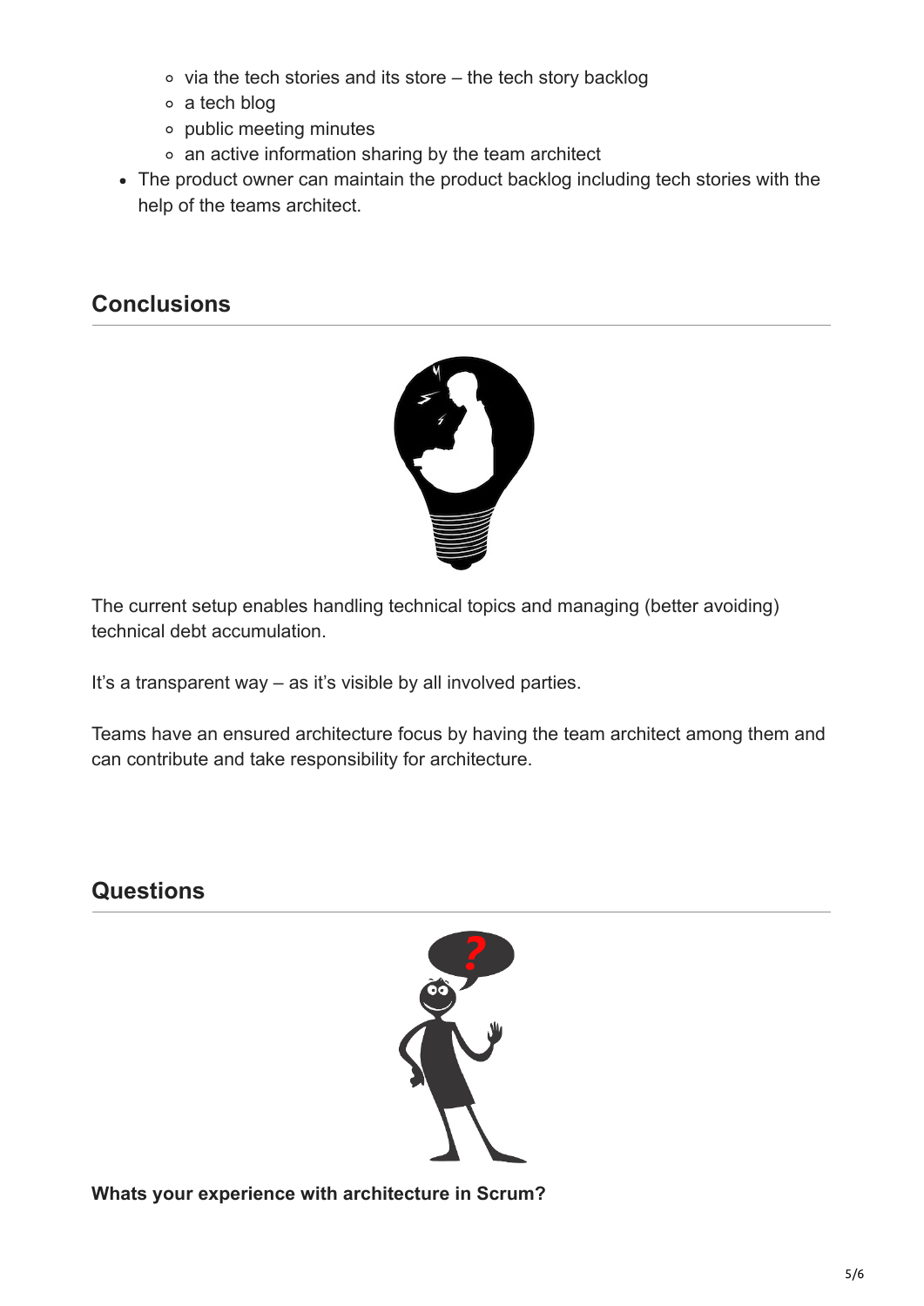- via the tech stories and its store – the tech story backlog
    - a tech blog
    - public meeting minutes
    - an active information sharing by the team architect
- The product owner can maintain the product backlog including tech stories with the help of the teams architect.

## Conclusions

The current setup enables handling technical topics and managing (better avoiding) technical debt accumulation.

It's a transparent way – as it's visible by all involved parties.

Teams have an ensured architecture focus by having the team architect among them and can contribute and take responsibility for architecture.

## Questions

**Whats your experience with architecture in Scrum?**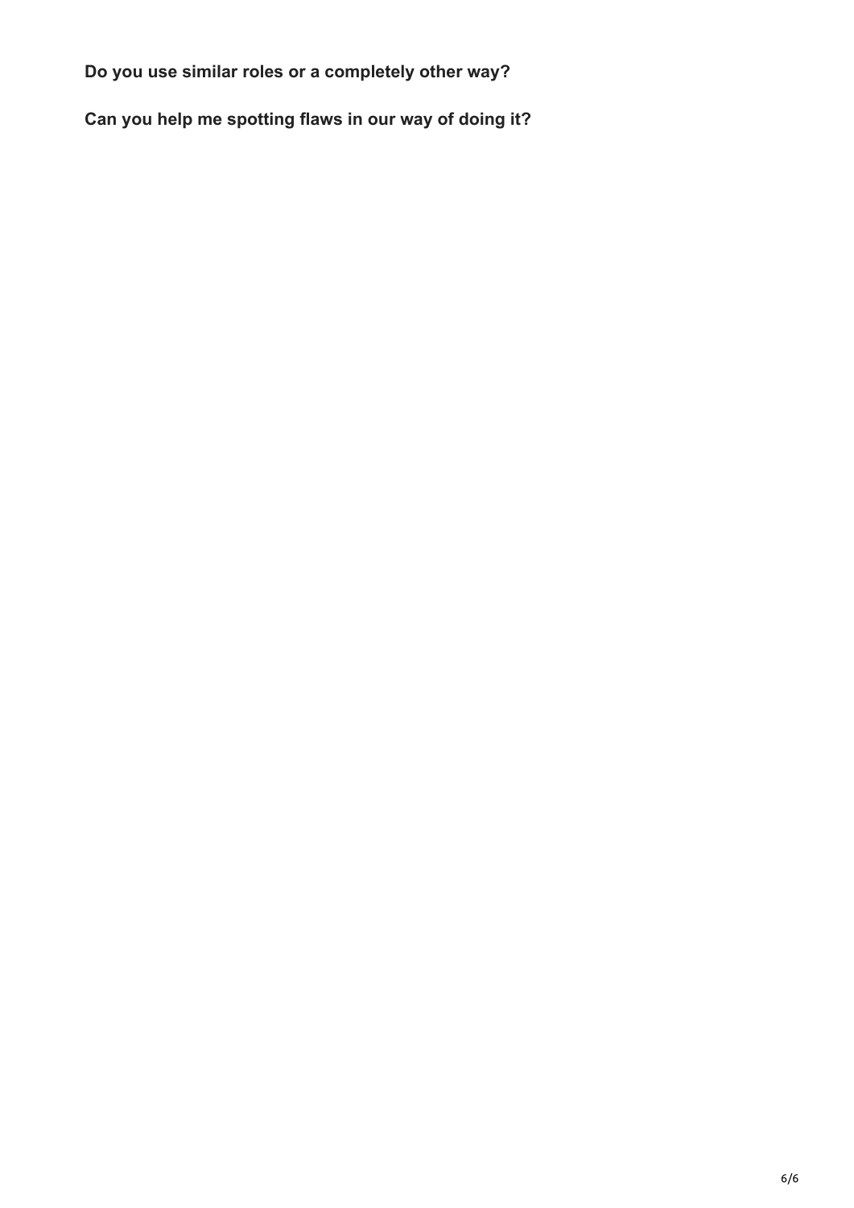**Do you use similar roles or a completely other way?**

**Can you help me spotting flaws in our way of doing it?**